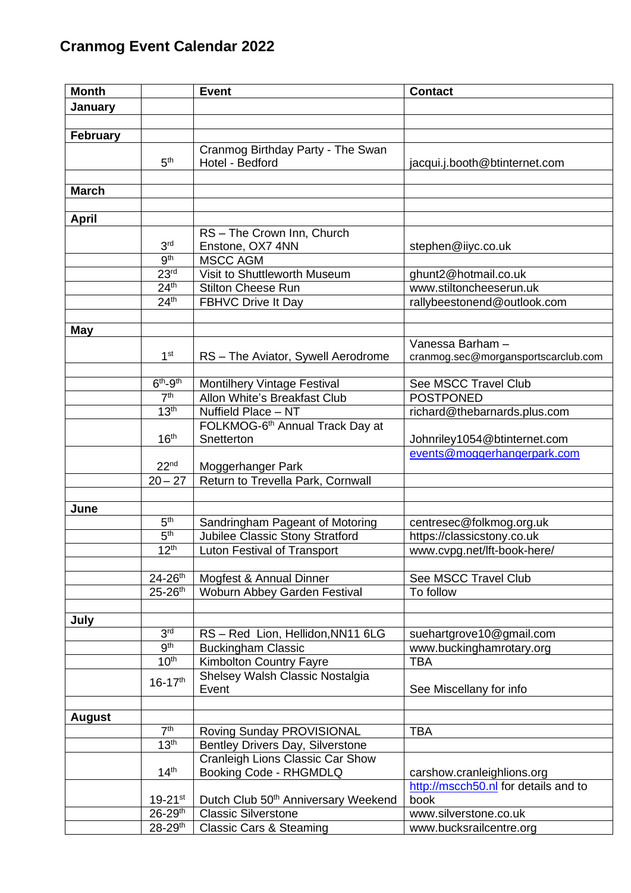# Cranmog Event Calendar 2022

| Month | | Event | Contact |
|---|---|---|---|
| **January** | | | |
| | | | |
| **February** | | | |
| | 5th | Cranmog Birthday Party - The Swan Hotel - Bedford | jacqui.j.booth@btinternet.com |
| | | | |
| **March** | | | |
| | | | |
| **April** | | | |
| | 3rd | RS – The Crown Inn, Church Enstone, OX7 4NN | stephen@iiyc.co.uk |
| | 9th | MSCC AGM | |
| | 23rd | Visit to Shuttleworth Museum | ghunt2@hotmail.co.uk |
| | 24th | Stilton Cheese Run | www.stiltoncheeserun.uk |
| | 24th | FBHVC Drive It Day | rallybeestonend@outlook.com |
| | | | |
| **May** | | | |
| | 1st | RS – The Aviator, Sywell Aerodrome | Vanessa Barham – cranmog.sec@morgansportscarclub.com |
| | | | |
| | 6th-9th | Montilhery Vintage Festival | See MSCC Travel Club |
| | 7th | Allon White's Breakfast Club | POSTPONED |
| | 13th | Nuffield Place – NT | richard@thebarnards.plus.com |
| | 16th | FOLKMOG-6th Annual Track Day at Snetterton | Johnriley1054@btinternet.com |
| | 22nd | Moggerhanger Park | events@moggerhangerpark.com |
| | 20 – 27 | Return to Trevella Park, Cornwall | |
| | | | |
| **June** | | | |
| | 5th | Sandringham Pageant of Motoring | centresec@folkmog.org.uk |
| | 5th | Jubilee Classic Stony Stratford | https://classicstony.co.uk |
| | 12th | Luton Festival of Transport | www.cvpg.net/lft-book-here/ |
| | | | |
| | 24-26th | Mogfest & Annual Dinner | See MSCC Travel Club |
| | 25-26th | Woburn Abbey Garden Festival | To follow |
| | | | |
| **July** | | | |
| | 3rd | RS – Red Lion, Hellidon,NN11 6LG | suehartgrove10@gmail.com |
| | 9th | Buckingham Classic | www.buckinghamrotary.org |
| | 10th | Kimbolton Country Fayre | TBA |
| | 16-17th | Shelsey Walsh Classic Nostalgia Event | See Miscellany for info |
| | | | |
| **August** | | | |
| | 7th | Roving Sunday PROVISIONAL | TBA |
| | 13th | Bentley Drivers Day, Silverstone | |
| | 14th | Cranleigh Lions Classic Car Show Booking Code - RHGMDLQ | carshow.cranleighlions.org |
| | 19-21st | Dutch Club 50th Anniversary Weekend | http://mscch50.nl for details and to book |
| | 26-29th | Classic Silverstone | www.silverstone.co.uk |
| | 28-29th | Classic Cars & Steaming | www.bucksrailcentre.org |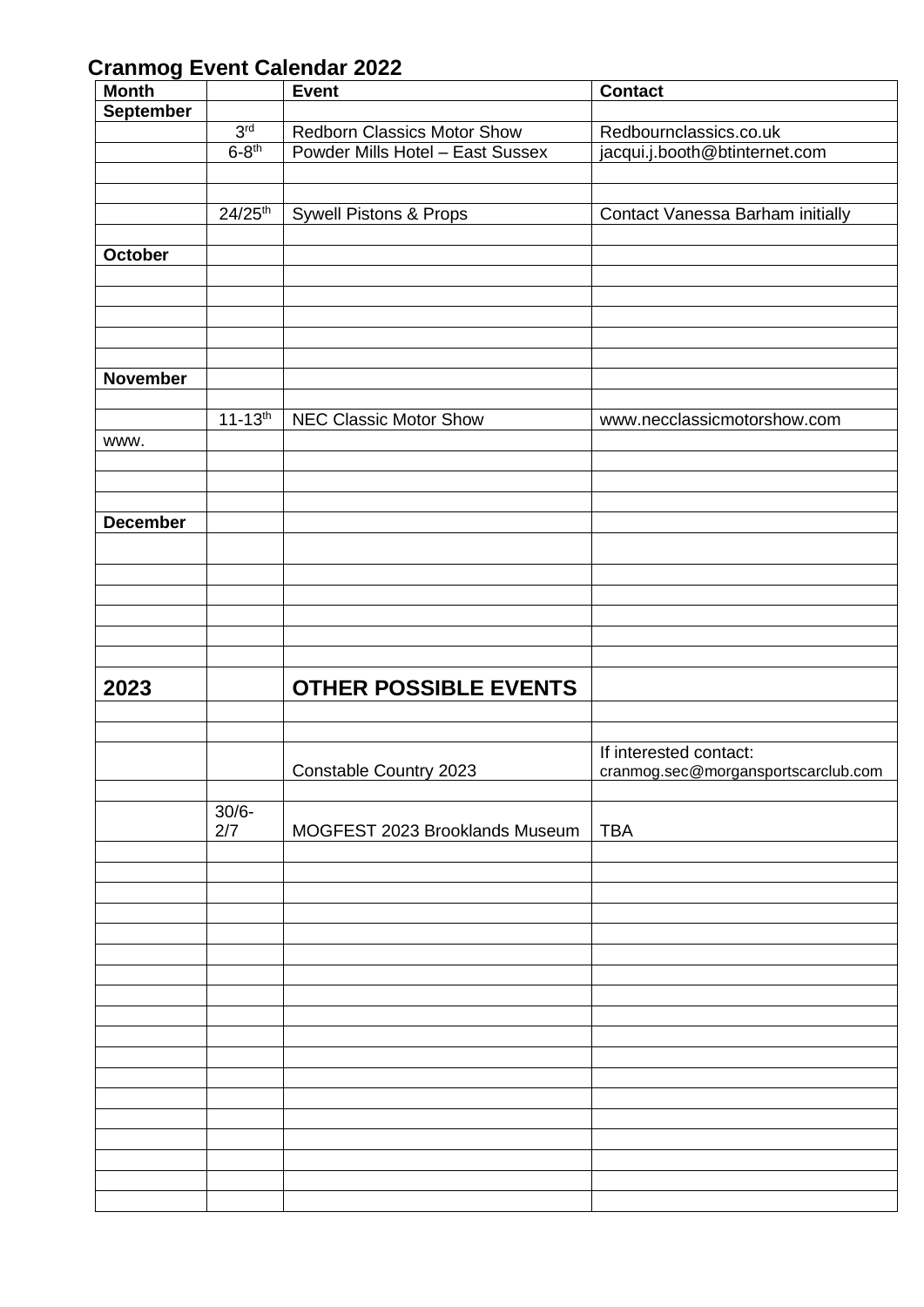## Cranmog Event Calendar 2022

| Month | | Event | Contact |
|---|---|---|---|
| **September** | | | |
| | 3rd | Redborn Classics Motor Show | Redbournclassics.co.uk |
| | 6-8th | Powder Mills Hotel – East Sussex | jacqui.j.booth@btinternet.com |
| | | | |
| | | | |
| | 24/25th | Sywell Pistons & Props | Contact Vanessa Barham initially |
| | | | |
| **October** | | | |
| | | | |
| | | | |
| | | | |
| | | | |
| | | | |
| **November** | | | |
| | | | |
| | 11-13th | NEC Classic Motor Show | www.necclassicmotorshow.com |
| www. | | | |
| | | | |
| | | | |
| | | | |
| **December** | | | |
| | | | |
| | | | |
| | | | |
| | | | |
| | | | |
| | | | |
| **2023** | | **OTHER POSSIBLE EVENTS** | |
| | | | |
| | | | |
| | | Constable Country 2023 | If interested contact: cranmog.sec@morgansportscarclub.com |
| | | | |
| | 30/6-2/7 | MOGFEST 2023 Brooklands Museum | TBA |
| | | | |
| | | | |
| | | | |
| | | | |
| | | | |
| | | | |
| | | | |
| | | | |
| | | | |
| | | | |
| | | | |
| | | | |
| | | | |
| | | | |
| | | | |
| | | | |
| | | | |
| | | | |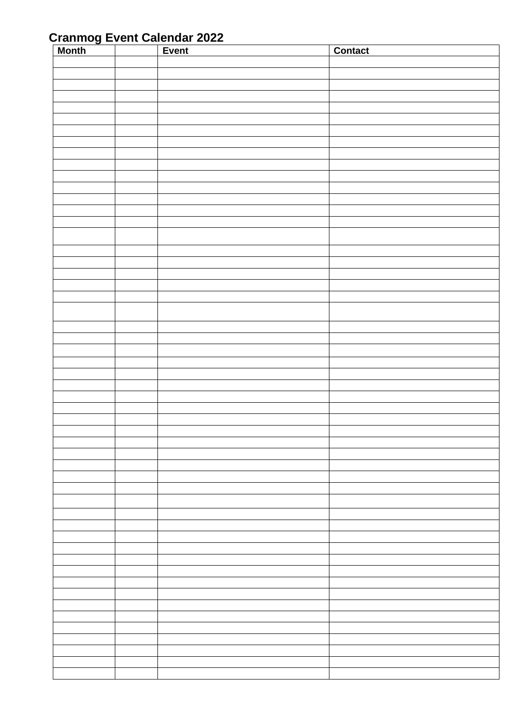**Cranmog Event Calendar 2022**

| Month | | Event | Contact |
|---|---|---|---|
| | | | |
| | | | |
| | | | |
| | | | |
| | | | |
| | | | |
| | | | |
| | | | |
| | | | |
| | | | |
| | | | |
| | | | |
| | | | |
| | | | |
| | | | |
| | | | |
| | | | |
| | | | |
| | | | |
| | | | |
| | | | |
| | | | |
| | | | |
| | | | |
| | | | |
| | | | |
| | | | |
| | | | |
| | | | |
| | | | |
| | | | |
| | | | |
| | | | |
| | | | |
| | | | |
| | | | |
| | | | |
| | | | |
| | | | |
| | | | |
| | | | |
| | | | |
| | | | |
| | | | |
| | | | |
| | | | |
| | | | |
| | | | |
| | | | |
| | | | |
| | | | |
| | | | |
| | | | |
| | | | |
| | | | |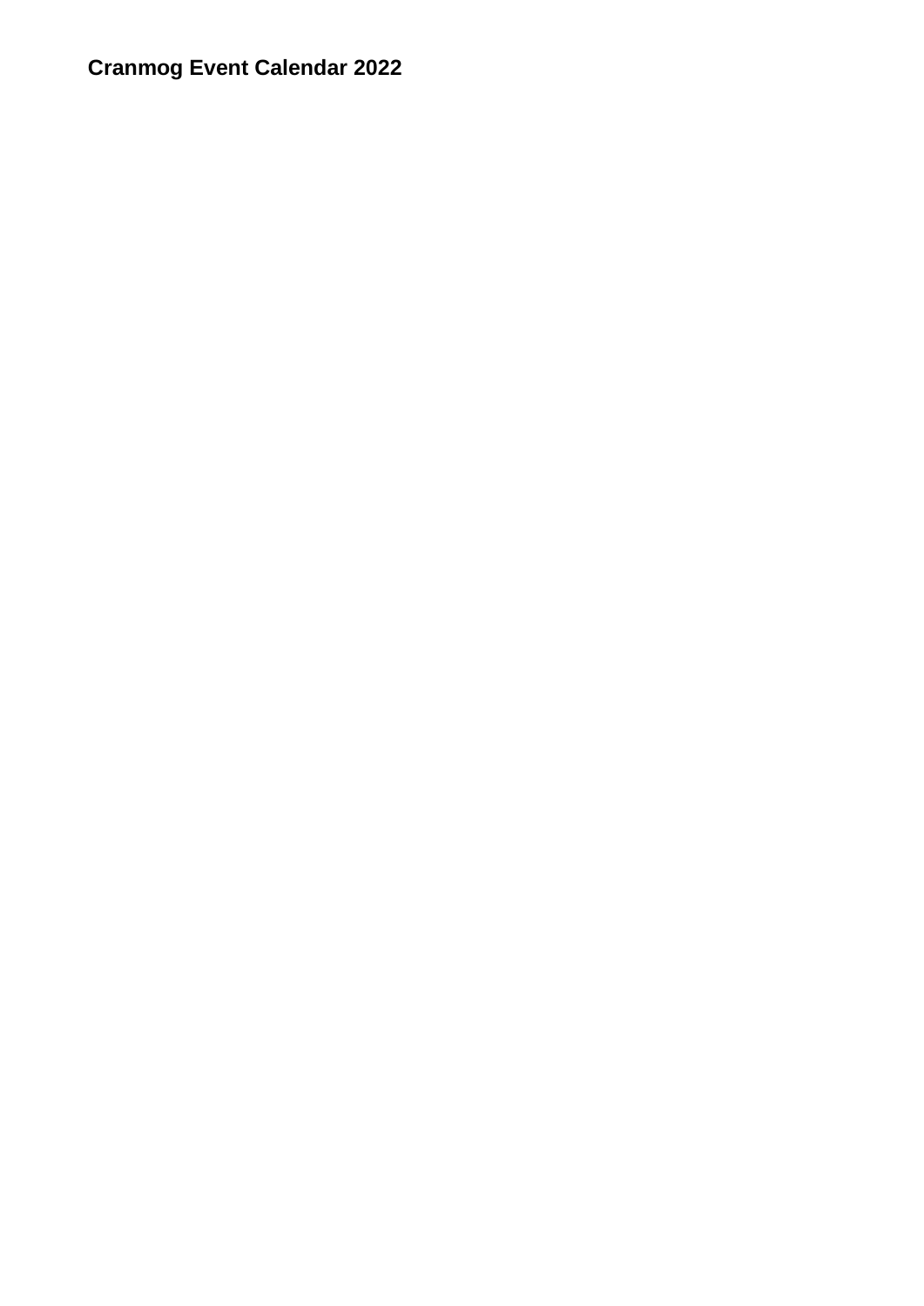**Cranmog Event Calendar 2022**